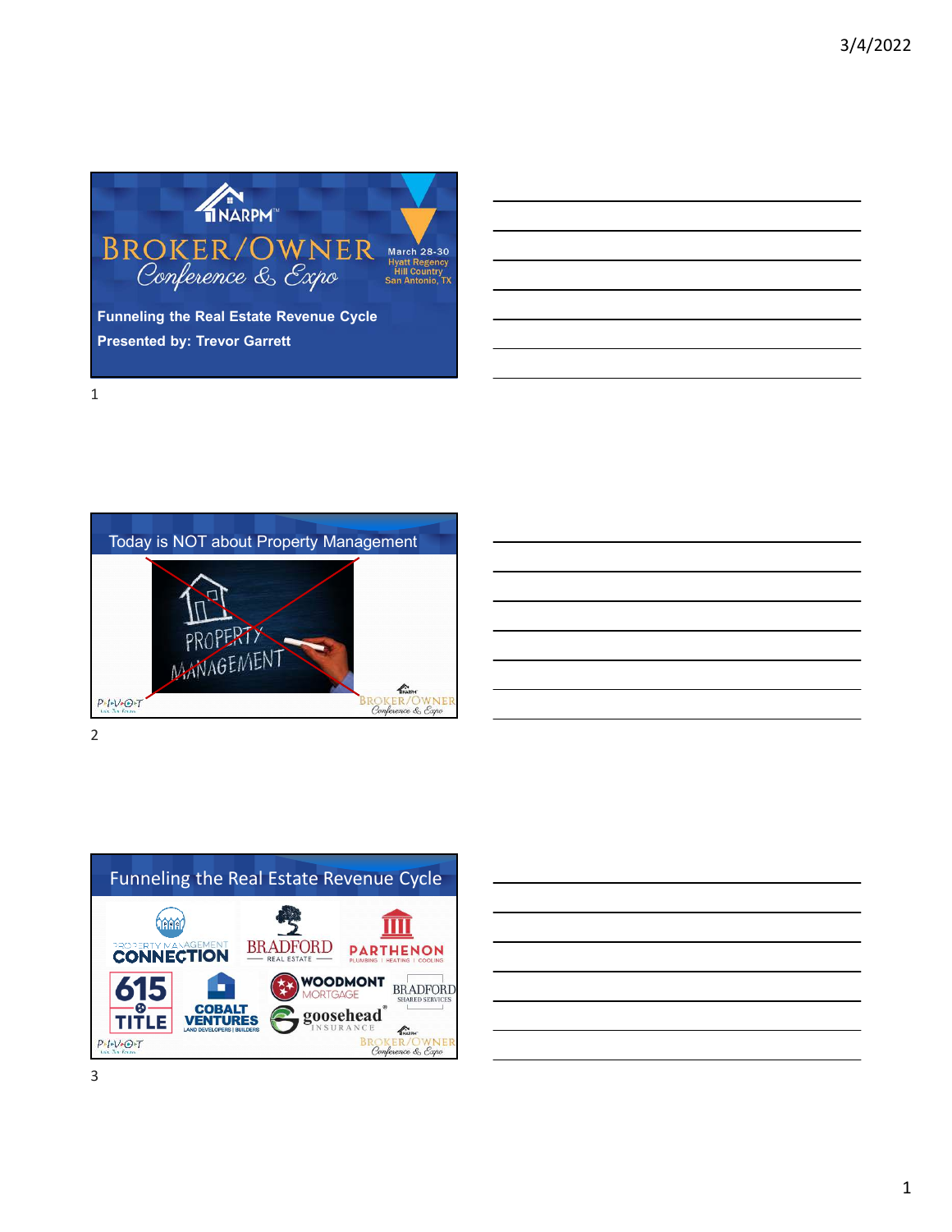## Slide 1

NARPM™

BROKER/OWNER
*Conference & Expo*

March 28-30
Hyatt Regency
Hill Country
San Antonio, TX

**Funneling the Real Estate Revenue Cycle**

**Presented by: Trevor Garrett**

## Slide 2

### Today is NOT about Property Management

PROPERTY MANAGEMENT

## Slide 3

### Funneling the Real Estate Revenue Cycle

- PROPERTY MANAGEMENT CONNECTION
- BRADFORD REAL ESTATE
- PARTHENON PLUMBING | HEATING | COOLING
- 615 TITLE
- COBALT VENTURES LAND DEVELOPERS | BUILDERS
- WOODMONT MORTGAGE
- BRADFORD SHARED SERVICES
- goosehead INSURANCE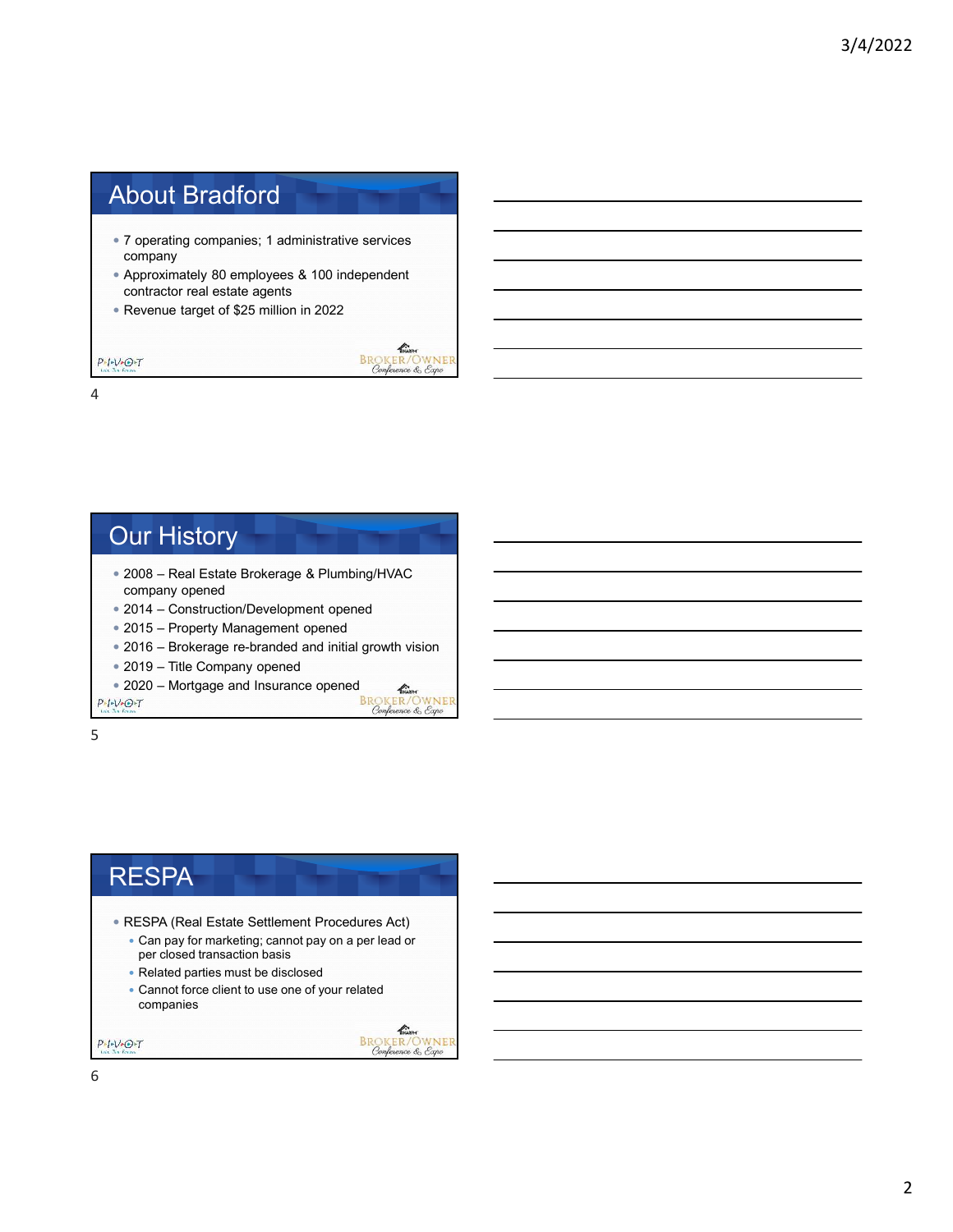## About Bradford

- 7 operating companies; 1 administrative services company
- Approximately 80 employees & 100 independent contractor real estate agents
- Revenue target of $25 million in 2022

## Our History

- 2008 – Real Estate Brokerage & Plumbing/HVAC company opened
- 2014 – Construction/Development opened
- 2015 – Property Management opened
- 2016 – Brokerage re-branded and initial growth vision
- 2019 – Title Company opened
- 2020 – Mortgage and Insurance opened

## RESPA

- RESPA (Real Estate Settlement Procedures Act)
  - Can pay for marketing; cannot pay on a per lead or per closed transaction basis
  - Related parties must be disclosed
  - Cannot force client to use one of your related companies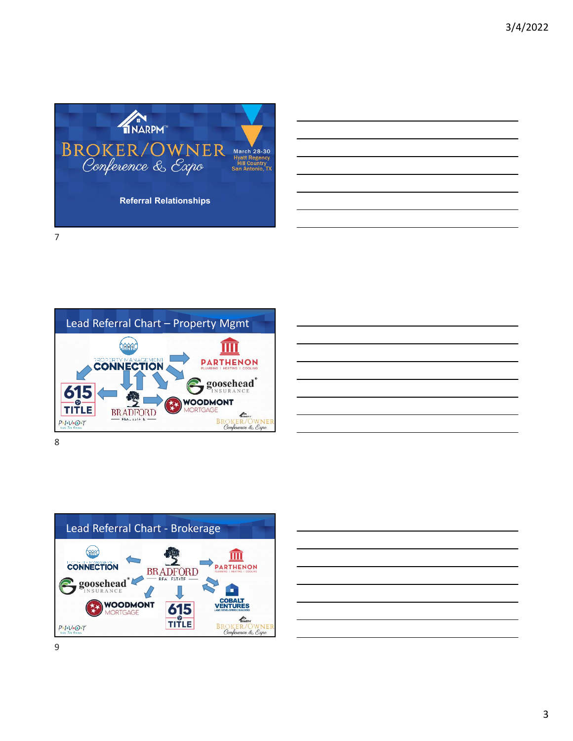## NARPM Broker/Owner Conference & Expo

March 28-30
Hyatt Regency Hill Country
San Antonio, TX

**Referral Relationships**

## Lead Referral Chart – Property Mgmt

Property Management Connection, Parthenon Plumbing | Heating | Cooling, goosehead Insurance, Woodmont Mortgage, 615 Title, Bradford Real Estate

## Lead Referral Chart - Brokerage

Property Management Connection, Bradford Real Estate, Parthenon Plumbing | Heating | Cooling, goosehead Insurance, Woodmont Mortgage, 615 Title, Cobalt Ventures Land Developers | Builders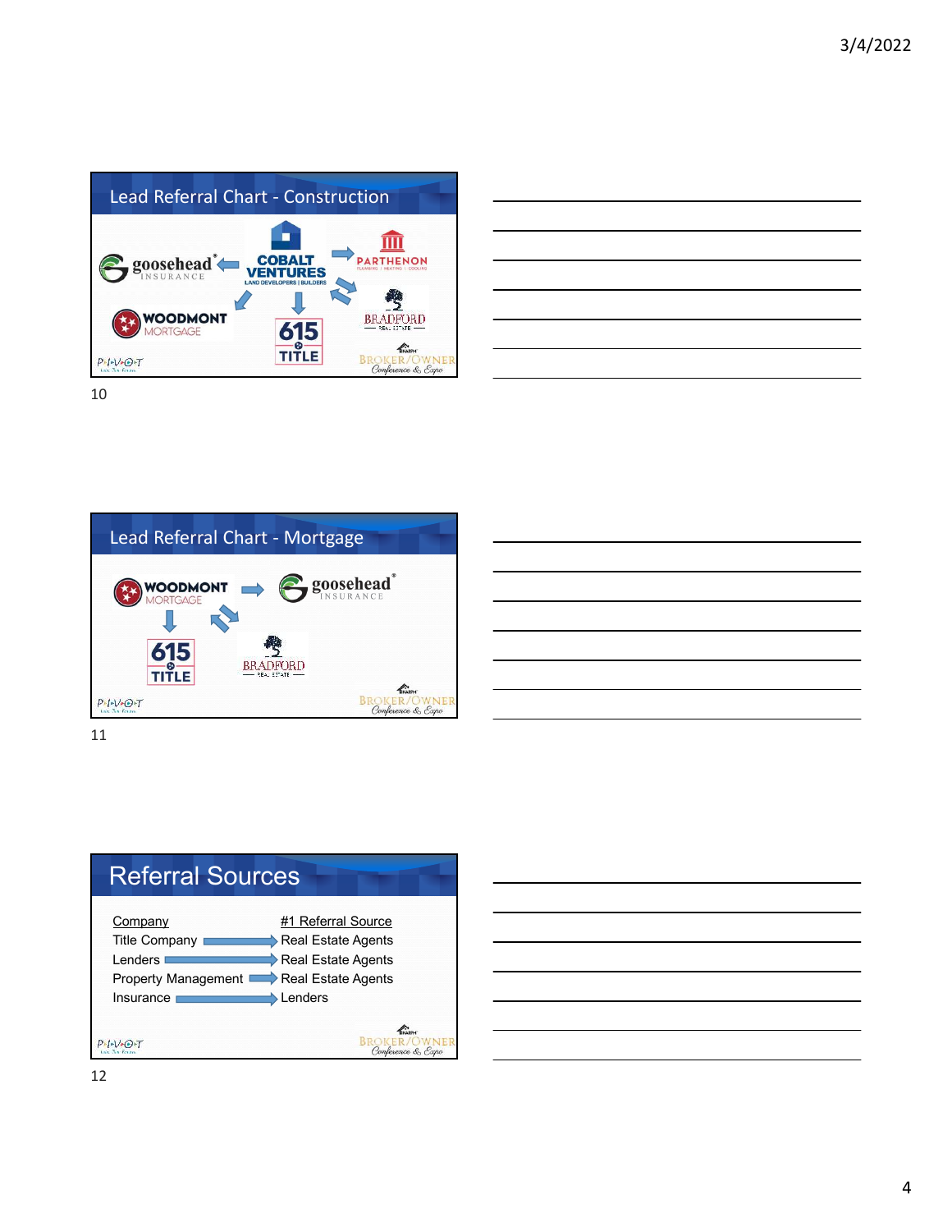## Lead Referral Chart - Construction

goosehead INSURANCE ← COBALT VENTURES LAND DEVELOPERS | BUILDERS → PARTHENON PLUMBING | HEATING | COOLING

COBALT VENTURES → WOODMONT MORTGAGE

COBALT VENTURES → 615 TITLE

COBALT VENTURES ⇄ BRADFORD REAL ESTATE

PIVOT

BROKER/OWNER Conference & Expo

## Lead Referral Chart - Mortgage

WOODMONT MORTGAGE → goosehead INSURANCE

WOODMONT MORTGAGE → 615 TITLE

WOODMONT MORTGAGE ⇄ BRADFORD REAL ESTATE

PIVOT

BROKER/OWNER Conference & Expo

## Referral Sources

| Company | #1 Referral Source |
| --- | --- |
| Title Company | Real Estate Agents |
| Lenders | Real Estate Agents |
| Property Management | Real Estate Agents |
| Insurance | Lenders |

PIVOT

BROKER/OWNER Conference & Expo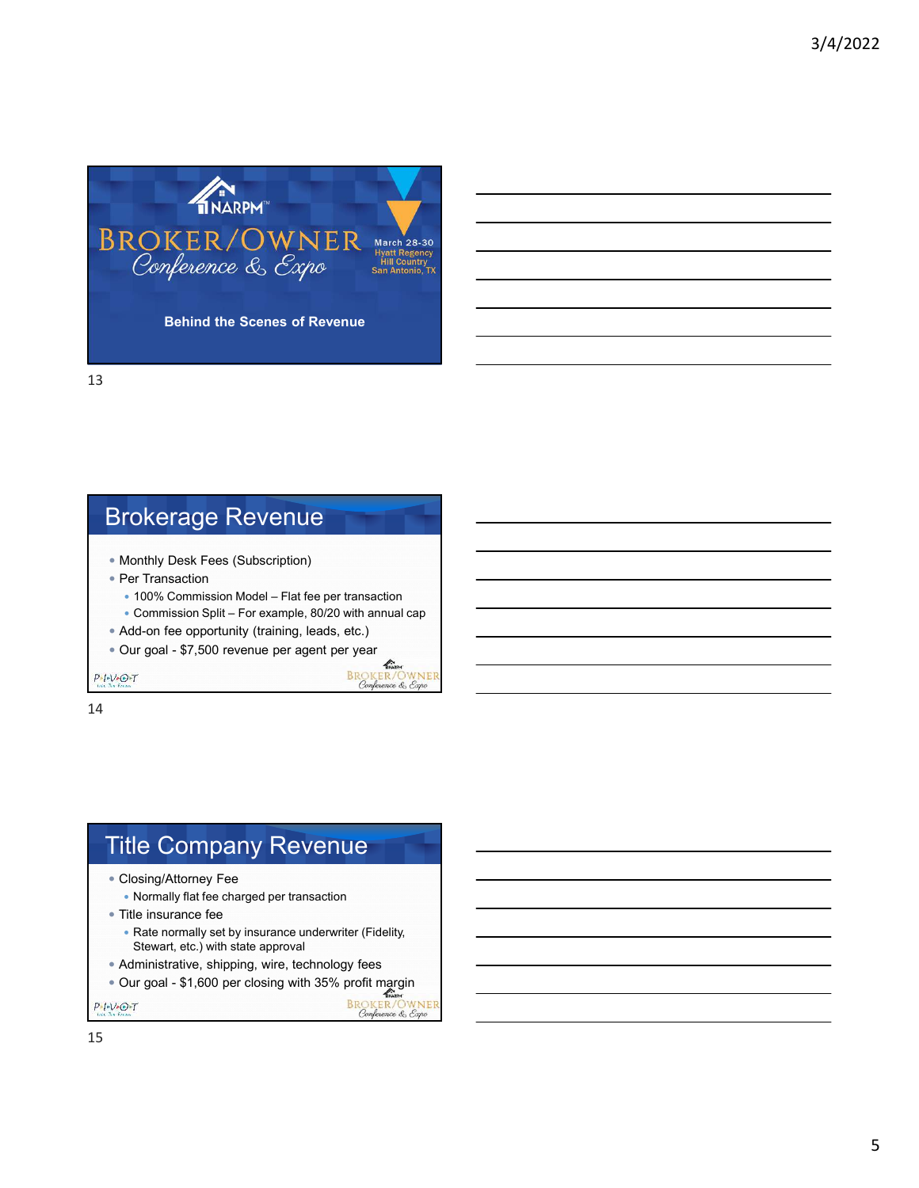## NARPM Broker/Owner Conference & Expo

March 28-30
Hyatt Regency Hill Country
San Antonio, TX

**Behind the Scenes of Revenue**

## Brokerage Revenue

- Monthly Desk Fees (Subscription)
- Per Transaction
  - 100% Commission Model – Flat fee per transaction
  - Commission Split – For example, 80/20 with annual cap
- Add-on fee opportunity (training, leads, etc.)
- Our goal - $7,500 revenue per agent per year

## Title Company Revenue

- Closing/Attorney Fee
  - Normally flat fee charged per transaction
- Title insurance fee
  - Rate normally set by insurance underwriter (Fidelity, Stewart, etc.) with state approval
- Administrative, shipping, wire, technology fees
- Our goal - $1,600 per closing with 35% profit margin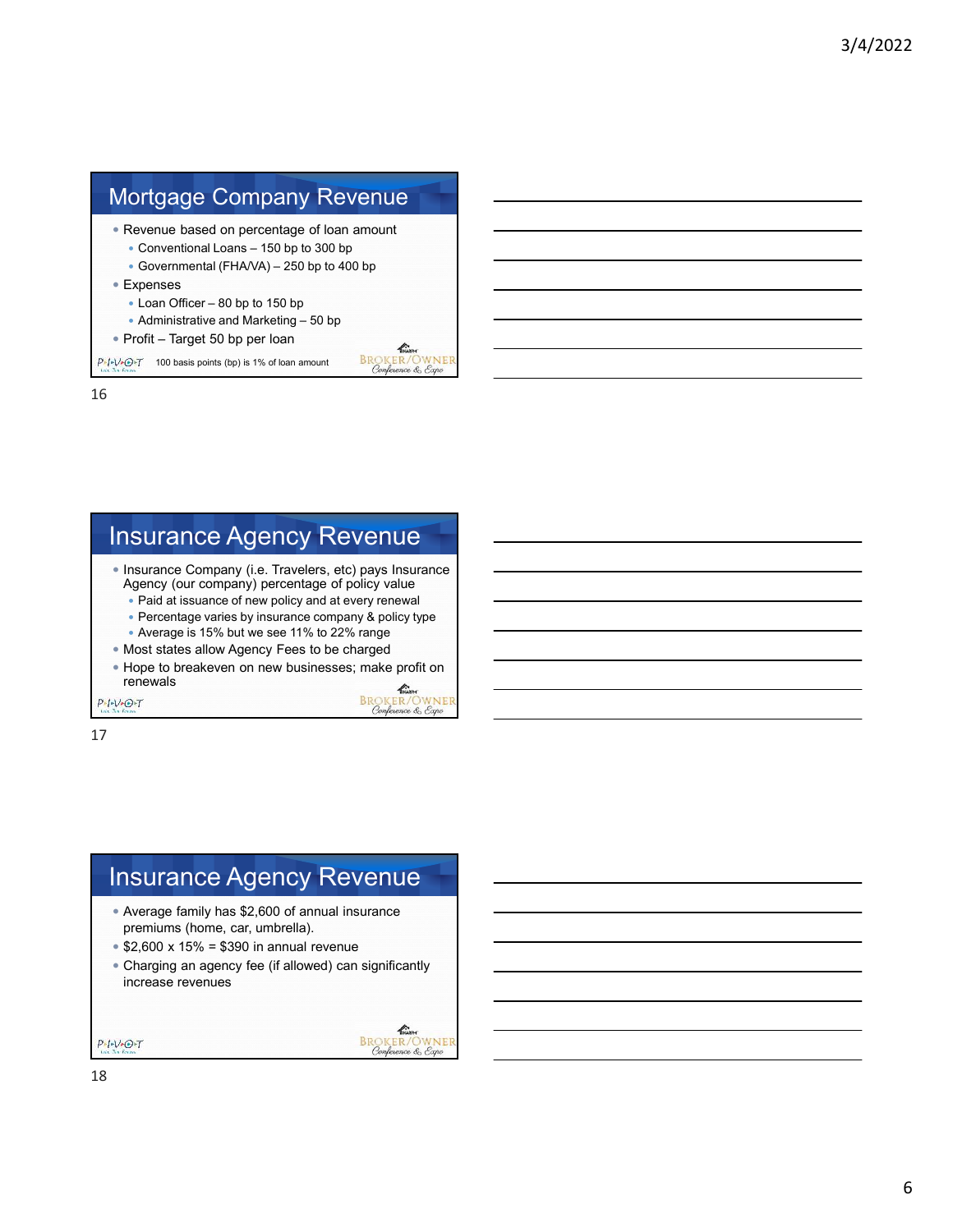## Mortgage Company Revenue

- Revenue based on percentage of loan amount
  - Conventional Loans – 150 bp to 300 bp
  - Governmental (FHA/VA) – 250 bp to 400 bp
- Expenses
  - Loan Officer – 80 bp to 150 bp
  - Administrative and Marketing – 50 bp
- Profit – Target 50 bp per loan

100 basis points (bp) is 1% of loan amount

## Insurance Agency Revenue

- Insurance Company (i.e. Travelers, etc) pays Insurance Agency (our company) percentage of policy value
  - Paid at issuance of new policy and at every renewal
  - Percentage varies by insurance company & policy type
  - Average is 15% but we see 11% to 22% range
- Most states allow Agency Fees to be charged
- Hope to breakeven on new businesses; make profit on renewals

## Insurance Agency Revenue

- Average family has $2,600 of annual insurance premiums (home, car, umbrella).
- $2,600 x 15% = $390 in annual revenue
- Charging an agency fee (if allowed) can significantly increase revenues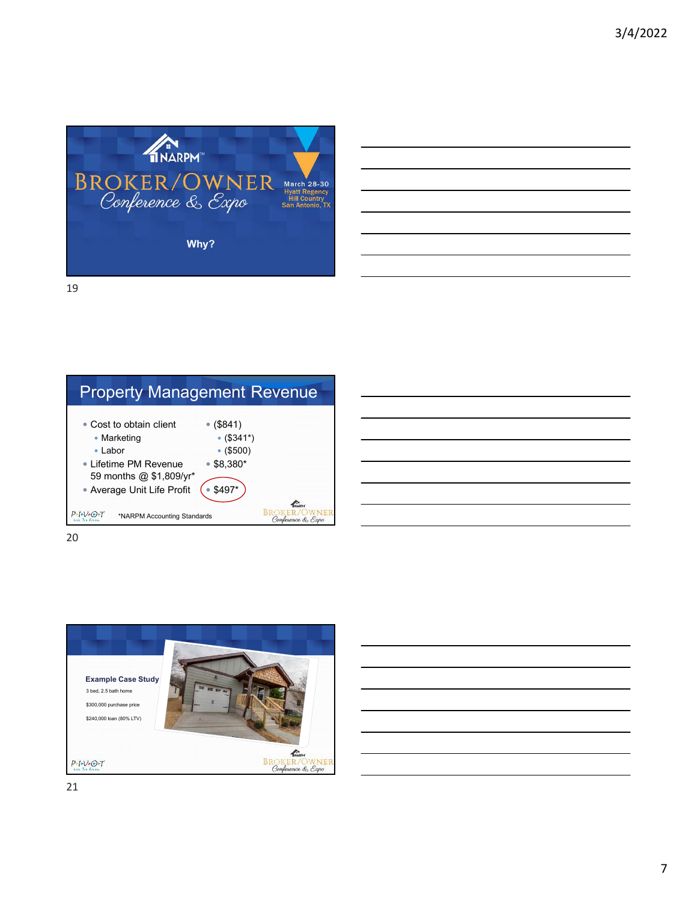## Slide 19

**NARPM™ BROKER/OWNER Conference & Expo**

March 28-30
Hyatt Regency Hill Country
San Antonio, TX

**Why?**

## Slide 20

### Property Management Revenue

| | |
|---|---|
| • Cost to obtain client | • ($841) |
| • Marketing | • ($341*) |
| • Labor | • ($500) |
| • Lifetime PM Revenue 59 months @ $1,809/yr* | • $8,380* |
| • Average Unit Life Profit | • $497* |

*NARPM Accounting Standards

## Slide 21

**Example Case Study**

3 bed, 2.5 bath home

$300,000 purchase price

$240,000 loan (80% LTV)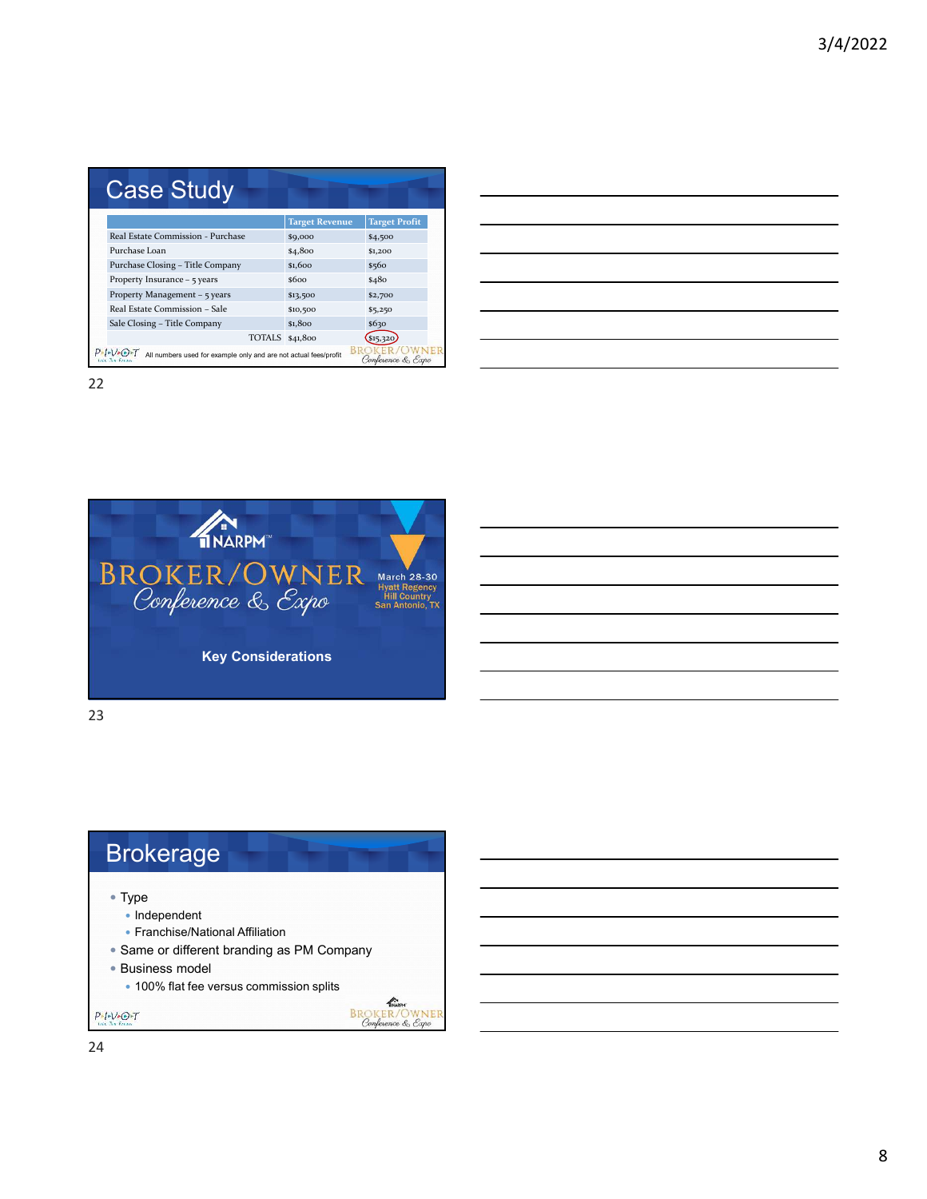## Case Study

| | Target Revenue | Target Profit |
|---|---|---|
| Real Estate Commission - Purchase | $9,000 | $4,500 |
| Purchase Loan | $4,800 | $1,200 |
| Purchase Closing – Title Company | $1,600 | $560 |
| Property Insurance – 5 years | $600 | $480 |
| Property Management – 5 years | $13,500 | $2,700 |
| Real Estate Commission – Sale | $10,500 | $5,250 |
| Sale Closing – Title Company | $1,800 | $630 |
| TOTALS | $41,800 | $15,320 |

All numbers used for example only and are not actual fees/profit

---

NARPM™

BROKER/OWNER Conference & Expo

March 28-30
Hyatt Regency Hill Country
San Antonio, TX

**Key Considerations**

---

## Brokerage

- Type
  - Independent
  - Franchise/National Affiliation
- Same or different branding as PM Company
- Business model
  - 100% flat fee versus commission splits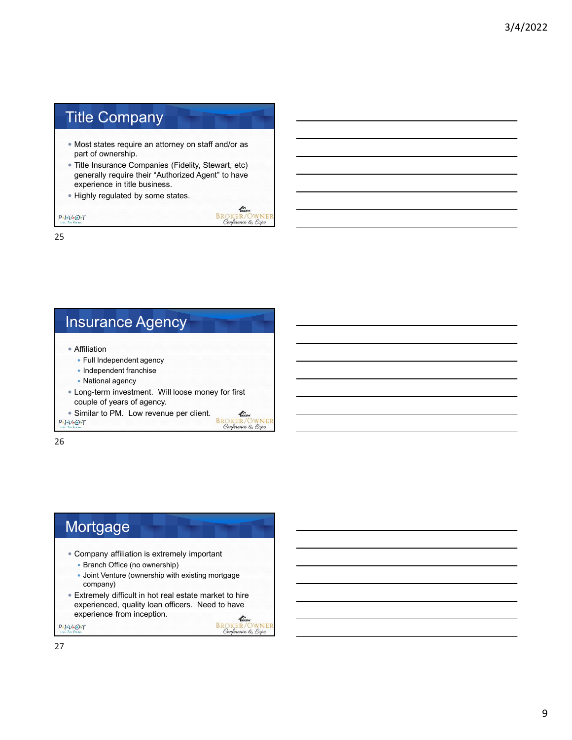## Title Company

- Most states require an attorney on staff and/or as part of ownership.
- Title Insurance Companies (Fidelity, Stewart, etc) generally require their "Authorized Agent" to have experience in title business.
- Highly regulated by some states.

## Insurance Agency

- Affiliation
  - Full Independent agency
  - Independent franchise
  - National agency
- Long-term investment. Will loose money for first couple of years of agency.
- Similar to PM. Low revenue per client.

## Mortgage

- Company affiliation is extremely important
  - Branch Office (no ownership)
  - Joint Venture (ownership with existing mortgage company)
- Extremely difficult in hot real estate market to hire experienced, quality loan officers. Need to have experience from inception.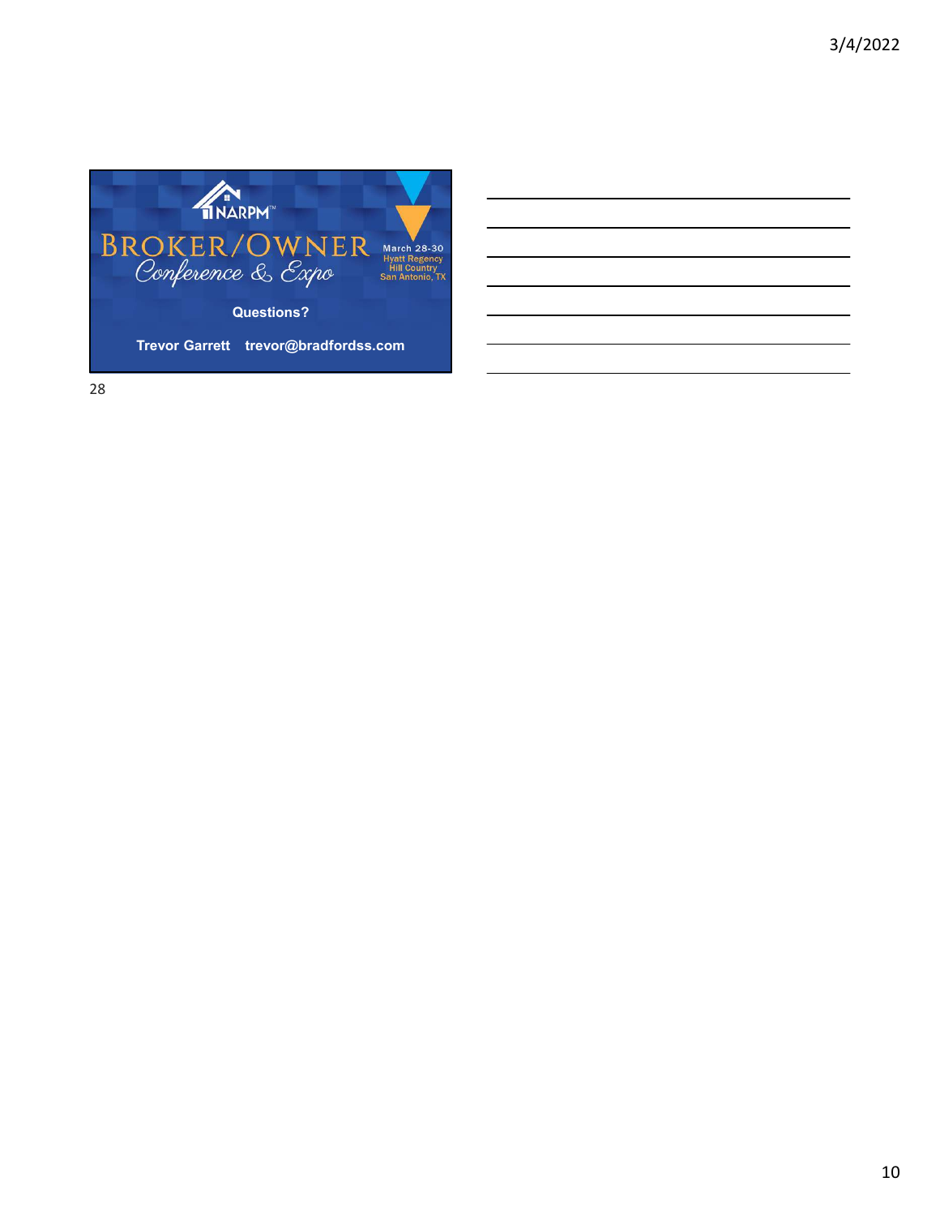NARPM™

BROKER/OWNER

Conference & Expo

March 28-30
Hyatt Regency
Hill Country
San Antonio, TX

Questions?

Trevor Garrett trevor@bradfordss.com